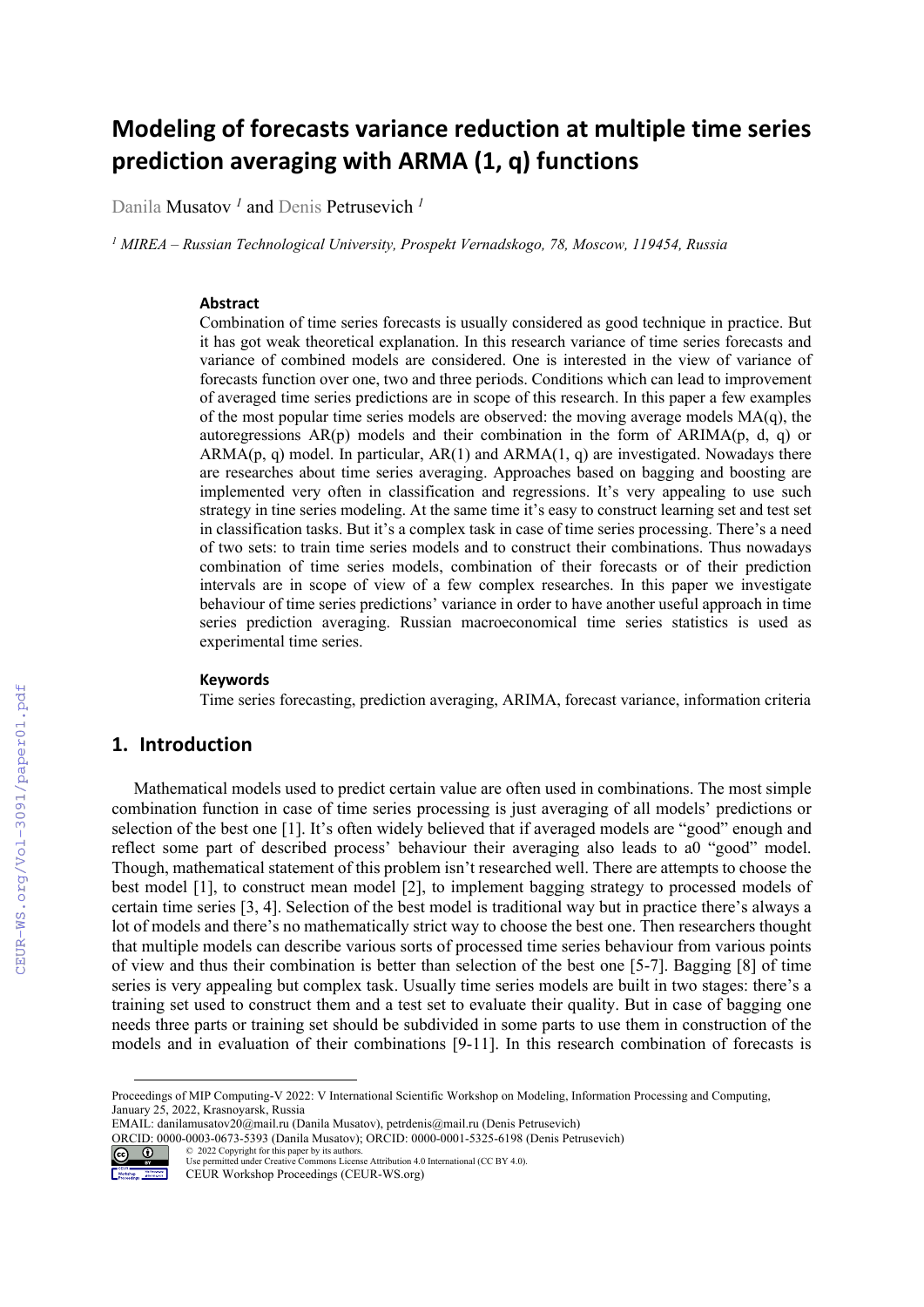# Modeling of forecasts variance reduction at multiple time series prediction averaging with ARMA (1, q) functions

Danila Musatov [1] and Denis Petrusevich [1]

[1] *MIREA – Russian Technological University, Prospekt Vernadskogo, 78, Moscow, 119454, Russia*

### Abstract

Combination of time series forecasts is usually considered as good technique in practice. But it has got weak theoretical explanation. In this research variance of time series forecasts and variance of combined models are considered. One is interested in the view of variance of forecasts function over one, two and three periods. Conditions which can lead to improvement of averaged time series predictions are in scope of this research. In this paper a few examples of the most popular time series models are observed: the moving average models MA(q), the autoregressions AR(p) models and their combination in the form of ARIMA(p, d, q) or ARMA(p, q) model. In particular, AR(1) and ARMA(1, q) are investigated. Nowadays there are researches about time series averaging. Approaches based on bagging and boosting are implemented very often in classification and regressions. It's very appealing to use such strategy in tine series modeling. At the same time it's easy to construct learning set and test set in classification tasks. But it's a complex task in case of time series processing. There's a need of two sets: to train time series models and to construct their combinations. Thus nowadays combination of time series models, combination of their forecasts or of their prediction intervals are in scope of view of a few complex researches. In this paper we investigate behaviour of time series predictions' variance in order to have another useful approach in time series prediction averaging. Russian macroeconomical time series statistics is used as experimental time series.

### Keywords

Time series forecasting, prediction averaging, ARIMA, forecast variance, information criteria

## 1. Introduction

Mathematical models used to predict certain value are often used in combinations. The most simple combination function in case of time series processing is just averaging of all models' predictions or selection of the best one [1]. It's often widely believed that if averaged models are "good" enough and reflect some part of described process' behaviour their averaging also leads to a0 "good" model. Though, mathematical statement of this problem isn't researched well. There are attempts to choose the best model [1], to construct mean model [2], to implement bagging strategy to processed models of certain time series [3, 4]. Selection of the best model is traditional way but in practice there's always a lot of models and there's no mathematically strict way to choose the best one. Then researchers thought that multiple models can describe various sorts of processed time series behaviour from various points of view and thus their combination is better than selection of the best one [5-7]. Bagging [8] of time series is very appealing but complex task. Usually time series models are built in two stages: there's a training set used to construct them and a test set to evaluate their quality. But in case of bagging one needs three parts or training set should be subdivided in some parts to use them in construction of the models and in evaluation of their combinations [9-11]. In this research combination of forecasts is

---

Proceedings of MIP Computing-V 2022: V International Scientific Workshop on Modeling, Information Processing and Computing, January 25, 2022, Krasnoyarsk, Russia
EMAIL: danilamusatov20@mail.ru (Danila Musatov), petrdenis@mail.ru (Denis Petrusevich)
ORCID: 0000-0003-0673-5393 (Danila Musatov); ORCID: 0000-0001-5325-6198 (Denis Petrusevich)
© 2022 Copyright for this paper by its authors.
Use permitted under Creative Commons License Attribution 4.0 International (CC BY 4.0).
CEUR Workshop Proceedings (CEUR-WS.org)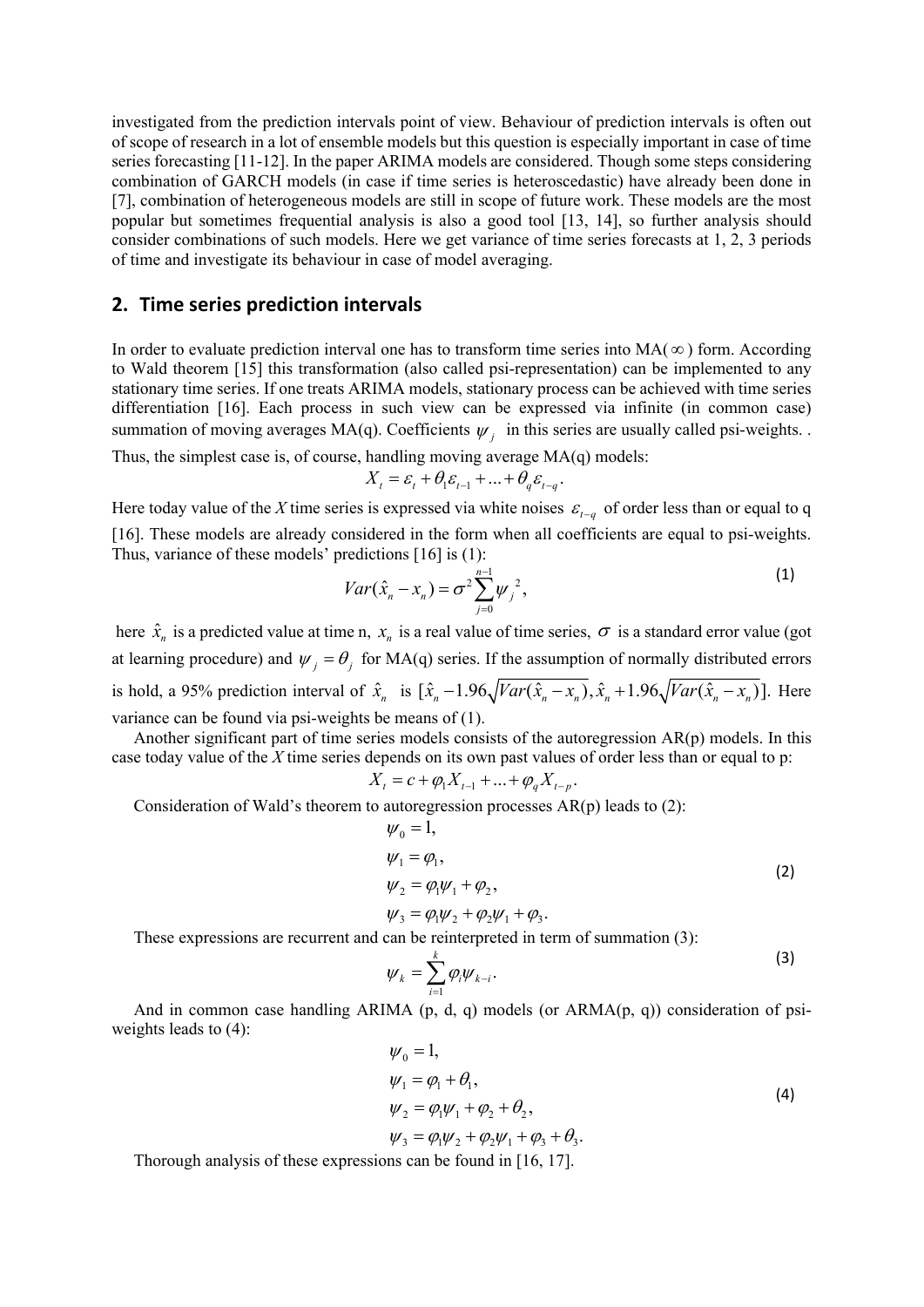investigated from the prediction intervals point of view. Behaviour of prediction intervals is often out of scope of research in a lot of ensemble models but this question is especially important in case of time series forecasting [11-12]. In the paper ARIMA models are considered. Though some steps considering combination of GARCH models (in case if time series is heteroscedastic) have already been done in [7], combination of heterogeneous models are still in scope of future work. These models are the most popular but sometimes frequential analysis is also a good tool [13, 14], so further analysis should consider combinations of such models. Here we get variance of time series forecasts at 1, 2, 3 periods of time and investigate its behaviour in case of model averaging.

## 2. Time series prediction intervals

In order to evaluate prediction interval one has to transform time series into MA($\infty$) form. According to Wald theorem [15] this transformation (also called psi-representation) can be implemented to any stationary time series. If one treats ARIMA models, stationary process can be achieved with time series differentiation [16]. Each process in such view can be expressed via infinite (in common case) summation of moving averages MA(q). Coefficients $\psi_j$ in this series are usually called psi-weights. .

Thus, the simplest case is, of course, handling moving average MA(q) models:

$$X_t = \varepsilon_t + \theta_1 \varepsilon_{t-1} + ... + \theta_q \varepsilon_{t-q}.$$

Here today value of the *X* time series is expressed via white noises $\varepsilon_{t-q}$ of order less than or equal to q [16]. These models are already considered in the form when all coefficients are equal to psi-weights. Thus, variance of these models' predictions [16] is (1):

$$Var(\hat{x}_n - x_n) = \sigma^2 \sum_{j=0}^{n-1} \psi_j^{\,2}, \tag{1}$$

here $\hat{x}_n$ is a predicted value at time n, $x_n$ is a real value of time series, $\sigma$ is a standard error value (got at learning procedure) and $\psi_j = \theta_j$ for MA(q) series. If the assumption of normally distributed errors is hold, a 95% prediction interval of $\hat{x}_n$ is $[\hat{x}_n - 1.96\sqrt{Var(\hat{x}_n - x_n)}, \hat{x}_n + 1.96\sqrt{Var(\hat{x}_n - x_n)}]$. Here variance can be found via psi-weights be means of (1).

Another significant part of time series models consists of the autoregression AR(p) models. In this case today value of the *X* time series depends on its own past values of order less than or equal to p:

$$X_t = c + \varphi_1 X_{t-1} + ... + \varphi_q X_{t-p}.$$

Consideration of Wald's theorem to autoregression processes AR(p) leads to (2):

$$\begin{aligned} \psi_0 &= 1, \\ \psi_1 &= \varphi_1, \\ \psi_2 &= \varphi_1 \psi_1 + \varphi_2, \\ \psi_3 &= \varphi_1 \psi_2 + \varphi_2 \psi_1 + \varphi_3. \end{aligned} \tag{2}$$

These expressions are recurrent and can be reinterpreted in term of summation (3):

$$\psi_k = \sum_{i=1}^{k} \varphi_i \psi_{k-i}. \tag{3}$$

And in common case handling ARIMA (p, d, q) models (or ARMA(p, q)) consideration of psi-weights leads to (4):

$$\begin{aligned} \psi_0 &= 1, \\ \psi_1 &= \varphi_1 + \theta_1, \\ \psi_2 &= \varphi_1 \psi_1 + \varphi_2 + \theta_2, \\ \psi_3 &= \varphi_1 \psi_2 + \varphi_2 \psi_1 + \varphi_3 + \theta_3. \end{aligned} \tag{4}$$

Thorough analysis of these expressions can be found in [16, 17].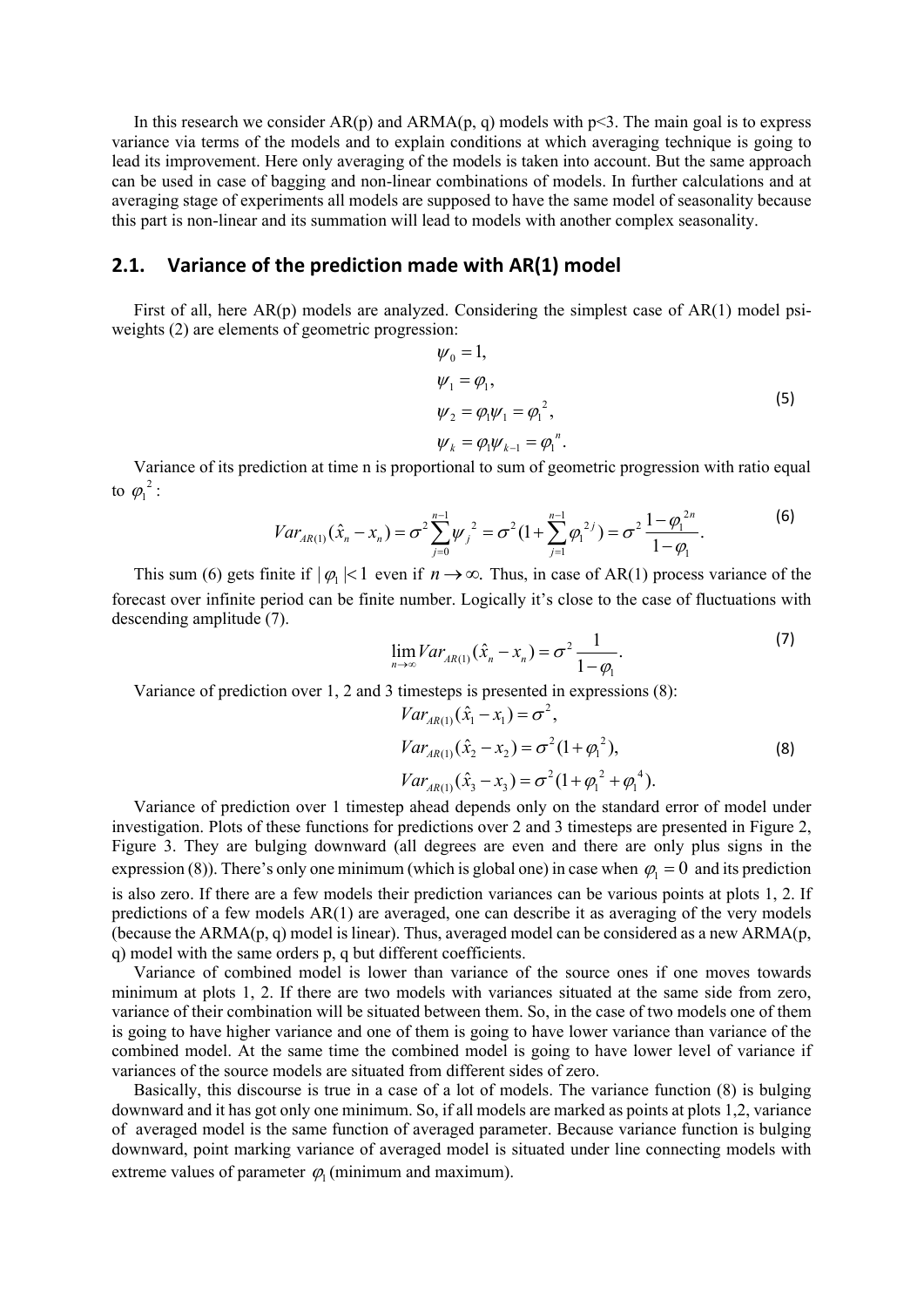In this research we consider AR(p) and ARMA(p, q) models with p<3. The main goal is to express variance via terms of the models and to explain conditions at which averaging technique is going to lead its improvement. Here only averaging of the models is taken into account. But the same approach can be used in case of bagging and non-linear combinations of models. In further calculations and at averaging stage of experiments all models are supposed to have the same model of seasonality because this part is non-linear and its summation will lead to models with another complex seasonality.

## 2.1. Variance of the prediction made with AR(1) model

First of all, here AR(p) models are analyzed. Considering the simplest case of AR(1) model psi-weights (2) are elements of geometric progression:

$$
\begin{aligned}
\psi_0 &= 1, \\
\psi_1 &= \varphi_1, \\
\psi_2 &= \varphi_1 \psi_1 = \varphi_1{}^2, \\
\psi_k &= \varphi_1 \psi_{k-1} = \varphi_1{}^n.
\end{aligned} \tag{5}
$$

Variance of its prediction at time n is proportional to sum of geometric progression with ratio equal to $\varphi_1{}^2$:

$$
Var_{AR(1)}(\hat{x}_n - x_n) = \sigma^2 \sum_{j=0}^{n-1} \psi_j{}^2 = \sigma^2 (1 + \sum_{j=1}^{n-1} \varphi_1{}^{2j}) = \sigma^2 \frac{1 - \varphi_1{}^{2n}}{1 - \varphi_1}. \tag{6}
$$

This sum (6) gets finite if $|\varphi_1| < 1$ even if $n \to \infty$. Thus, in case of AR(1) process variance of the forecast over infinite period can be finite number. Logically it's close to the case of fluctuations with descending amplitude (7).

$$
\lim_{n \to \infty} Var_{AR(1)}(\hat{x}_n - x_n) = \sigma^2 \frac{1}{1 - \varphi_1}. \tag{7}
$$

Variance of prediction over 1, 2 and 3 timesteps is presented in expressions (8):

$$
\begin{aligned}
Var_{AR(1)}(\hat{x}_1 - x_1) &= \sigma^2, \\
Var_{AR(1)}(\hat{x}_2 - x_2) &= \sigma^2 (1 + \varphi_1{}^2), \\
Var_{AR(1)}(\hat{x}_3 - x_3) &= \sigma^2 (1 + \varphi_1{}^2 + \varphi_1{}^4).
\end{aligned} \tag{8}
$$

Variance of prediction over 1 timestep ahead depends only on the standard error of model under investigation. Plots of these functions for predictions over 2 and 3 timesteps are presented in Figure 2, Figure 3. They are bulging downward (all degrees are even and there are only plus signs in the expression (8)). There's only one minimum (which is global one) in case when $\varphi_1 = 0$ and its prediction is also zero. If there are a few models their prediction variances can be various points at plots 1, 2. If predictions of a few models AR(1) are averaged, one can describe it as averaging of the very models (because the ARMA(p, q) model is linear). Thus, averaged model can be considered as a new ARMA(p, q) model with the same orders p, q but different coefficients.

Variance of combined model is lower than variance of the source ones if one moves towards minimum at plots 1, 2. If there are two models with variances situated at the same side from zero, variance of their combination will be situated between them. So, in the case of two models one of them is going to have higher variance and one of them is going to have lower variance than variance of the combined model. At the same time the combined model is going to have lower level of variance if variances of the source models are situated from different sides of zero.

Basically, this discourse is true in a case of a lot of models. The variance function (8) is bulging downward and it has got only one minimum. So, if all models are marked as points at plots 1,2, variance of averaged model is the same function of averaged parameter. Because variance function is bulging downward, point marking variance of averaged model is situated under line connecting models with extreme values of parameter $\varphi_1$ (minimum and maximum).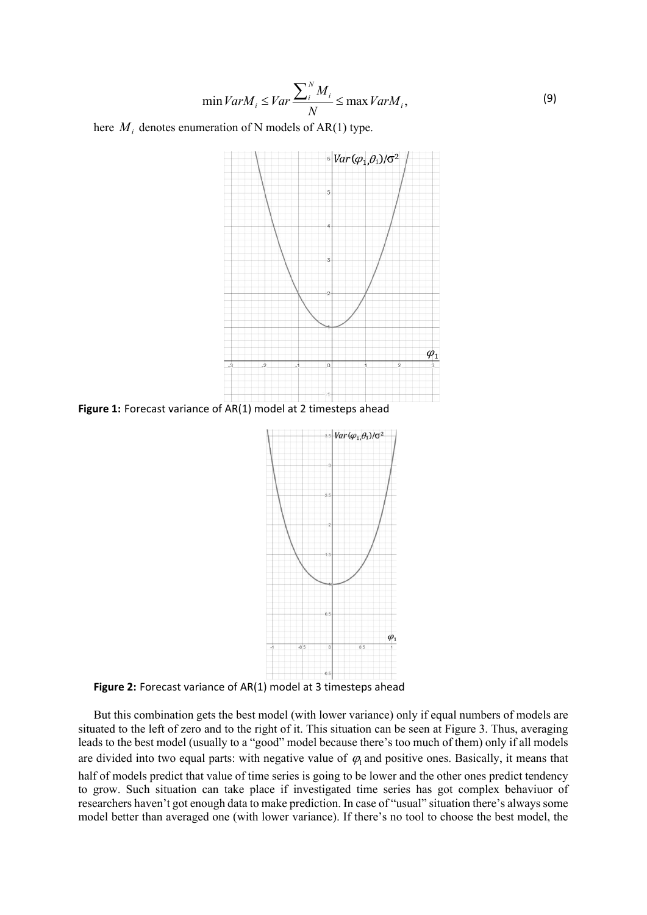$$\min VarM_i \leq Var\frac{\sum_i^N M_i}{N} \leq \max VarM_i, \tag{9}$$

here $M_i$ denotes enumeration of N models of AR(1) type.

**Figure 1:** Forecast variance of AR(1) model at 2 timesteps ahead

**Figure 2:** Forecast variance of AR(1) model at 3 timesteps ahead

But this combination gets the best model (with lower variance) only if equal numbers of models are situated to the left of zero and to the right of it. This situation can be seen at Figure 3. Thus, averaging leads to the best model (usually to a "good" model because there's too much of them) only if all models are divided into two equal parts: with negative value of $\varphi_1$ and positive ones. Basically, it means that half of models predict that value of time series is going to be lower and the other ones predict tendency to grow. Such situation can take place if investigated time series has got complex behaviuor of researchers haven't got enough data to make prediction. In case of "usual" situation there's always some model better than averaged one (with lower variance). If there's no tool to choose the best model, the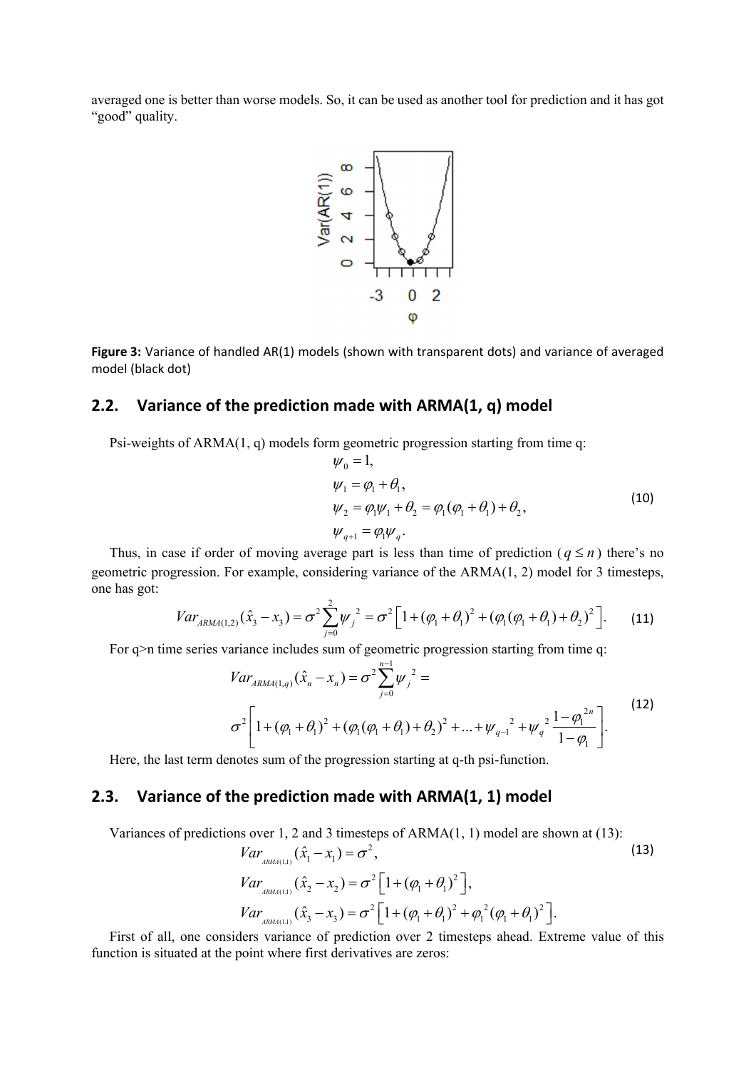averaged one is better than worse models. So, it can be used as another tool for prediction and it has got "good" quality.

**Figure 3:** Variance of handled AR(1) models (shown with transparent dots) and variance of averaged model (black dot)

## 2.2. Variance of the prediction made with ARMA(1, q) model

Psi-weights of ARMA(1, q) models form geometric progression starting from time q:

$$
\begin{aligned}
&\psi_0 = 1, \\
&\psi_1 = \varphi_1 + \theta_1, \\
&\psi_2 = \varphi_1 \psi_1 + \theta_2 = \varphi_1(\varphi_1 + \theta_1) + \theta_2, \\
&\psi_{q+1} = \varphi_1 \psi_q.
\end{aligned} \tag{10}
$$

Thus, in case if order of moving average part is less than time of prediction ($q \le n$) there's no geometric progression. For example, considering variance of the ARMA(1, 2) model for 3 timesteps, one has got:

$$
Var_{ARMA(1,2)}(\hat{x}_3 - x_3) = \sigma^2 \sum_{j=0}^{2} \psi_j^{\ 2} = \sigma^2 \left[ 1 + (\varphi_1 + \theta_1)^2 + (\varphi_1(\varphi_1 + \theta_1) + \theta_2)^2 \right]. \tag{11}
$$

For q>n time series variance includes sum of geometric progression starting from time q:

$$
\begin{aligned}
&Var_{ARMA(1,q)}(\hat{x}_n - x_n) = \sigma^2 \sum_{j=0}^{n-1} \psi_j^{\ 2} = \\
&\sigma^2 \left[ 1 + (\varphi_1 + \theta_1)^2 + (\varphi_1(\varphi_1 + \theta_1) + \theta_2)^2 + \ldots + \psi_{q-1}^{\ 2} + \psi_q^{\ 2} \frac{1 - \varphi_1^{\ 2n}}{1 - \varphi_1} \right].
\end{aligned} \tag{12}
$$

Here, the last term denotes sum of the progression starting at q-th psi-function.

## 2.3. Variance of the prediction made with ARMA(1, 1) model

Variances of predictions over 1, 2 and 3 timesteps of ARMA(1, 1) model are shown at (13):

$$
\begin{aligned}
&Var_{ARMA(1,1)}(\hat{x}_1 - x_1) = \sigma^2, \\
&Var_{ARMA(1,1)}(\hat{x}_2 - x_2) = \sigma^2 \left[ 1 + (\varphi_1 + \theta_1)^2 \right], \\
&Var_{ARMA(1,1)}(\hat{x}_3 - x_3) = \sigma^2 \left[ 1 + (\varphi_1 + \theta_1)^2 + \varphi_1^{\ 2}(\varphi_1 + \theta_1)^2 \right].
\end{aligned} \tag{13}
$$

First of all, one considers variance of prediction over 2 timesteps ahead. Extreme value of this function is situated at the point where first derivatives are zeros: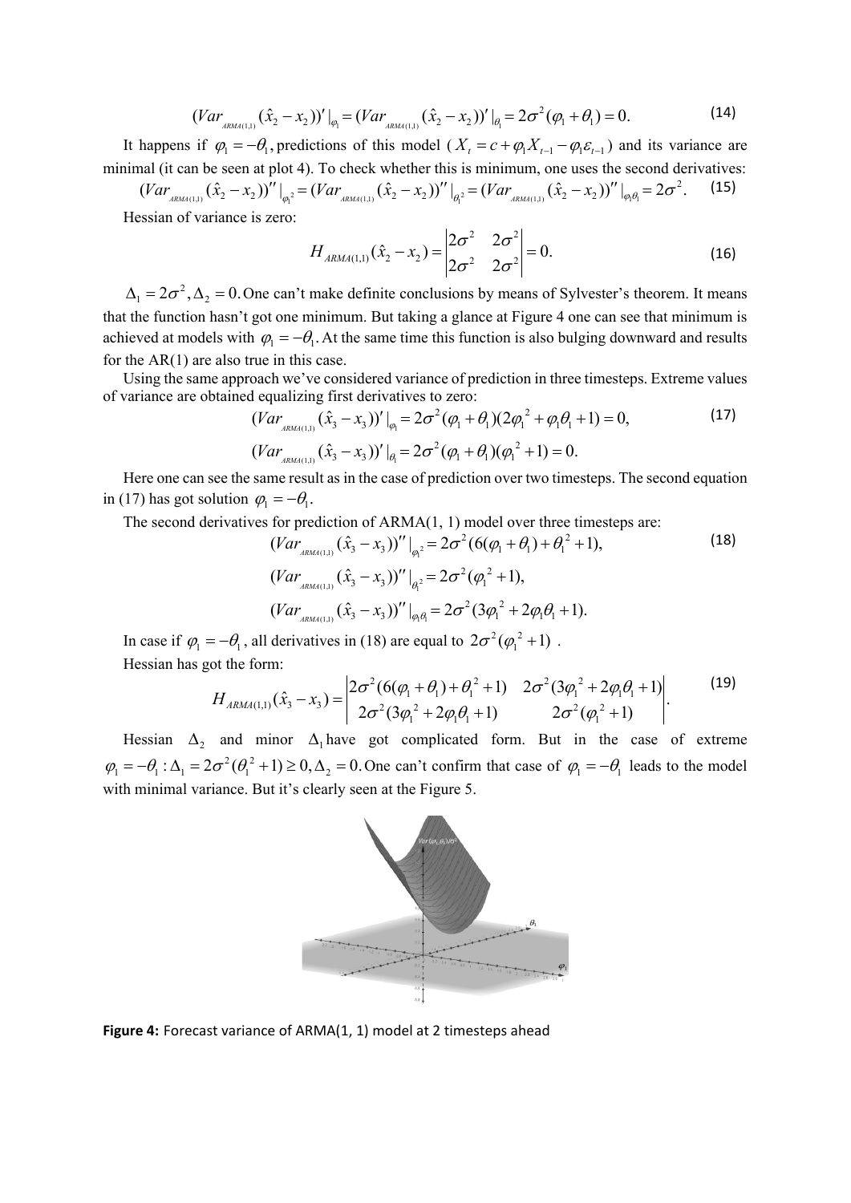$$(Var_{ARMA(1,1)}(\hat{x}_2 - x_2))'|_{\varphi_1} = (Var_{ARMA(1,1)}(\hat{x}_2 - x_2))'|_{\theta_1} = 2\sigma^2(\varphi_1 + \theta_1) = 0. \tag{14}$$

It happens if $\varphi_1 = -\theta_1$, predictions of this model ($X_t = c + \varphi_1 X_{t-1} - \varphi_1 \varepsilon_{t-1}$) and its variance are minimal (it can be seen at plot 4). To check whether this is minimum, one uses the second derivatives:

$$(Var_{ARMA(1,1)}(\hat{x}_2 - x_2))''|_{\varphi_1^2} = (Var_{ARMA(1,1)}(\hat{x}_2 - x_2))''|_{\theta_1^2} = (Var_{ARMA(1,1)}(\hat{x}_2 - x_2))''|_{\varphi_1\theta_1} = 2\sigma^2. \tag{15}$$

Hessian of variance is zero:

$$H_{ARMA(1,1)}(\hat{x}_2 - x_2) = \begin{vmatrix} 2\sigma^2 & 2\sigma^2 \\ 2\sigma^2 & 2\sigma^2 \end{vmatrix} = 0. \tag{16}$$

$\Delta_1 = 2\sigma^2, \Delta_2 = 0.$ One can't make definite conclusions by means of Sylvester's theorem. It means that the function hasn't got one minimum. But taking a glance at Figure 4 one can see that minimum is achieved at models with $\varphi_1 = -\theta_1$. At the same time this function is also bulging downward and results for the AR(1) are also true in this case.

Using the same approach we've considered variance of prediction in three timesteps. Extreme values of variance are obtained equalizing first derivatives to zero:

$$(Var_{ARMA(1,1)}(\hat{x}_3 - x_3))'|_{\varphi_1} = 2\sigma^2(\varphi_1 + \theta_1)(2\varphi_1^2 + \varphi_1\theta_1 + 1) = 0, \tag{17}$$

$$(Var_{ARMA(1,1)}(\hat{x}_3 - x_3))'|_{\theta_1} = 2\sigma^2(\varphi_1 + \theta_1)(\varphi_1^2 + 1) = 0.$$

Here one can see the same result as in the case of prediction over two timesteps. The second equation in (17) has got solution $\varphi_1 = -\theta_1$.

The second derivatives for prediction of ARMA(1, 1) model over three timesteps are:

$$(Var_{ARMA(1,1)}(\hat{x}_3 - x_3))''|_{\varphi_1^2} = 2\sigma^2(6(\varphi_1 + \theta_1) + \theta_1^2 + 1), \tag{18}$$

$$(Var_{ARMA(1,1)}(\hat{x}_3 - x_3))''|_{\theta_1^2} = 2\sigma^2(\varphi_1^2 + 1),$$

$$(Var_{ARMA(1,1)}(\hat{x}_3 - x_3))''|_{\varphi_1\theta_1} = 2\sigma^2(3\varphi_1^2 + 2\varphi_1\theta_1 + 1).$$

In case if $\varphi_1 = -\theta_1$, all derivatives in (18) are equal to $2\sigma^2(\varphi_1^2 + 1)$.

Hessian has got the form:

$$H_{ARMA(1,1)}(\hat{x}_3 - x_3) = \begin{vmatrix} 2\sigma^2(6(\varphi_1 + \theta_1) + \theta_1^2 + 1) & 2\sigma^2(3\varphi_1^2 + 2\varphi_1\theta_1 + 1) \\ 2\sigma^2(3\varphi_1^2 + 2\varphi_1\theta_1 + 1) & 2\sigma^2(\varphi_1^2 + 1) \end{vmatrix}. \tag{19}$$

Hessian $\Delta_2$ and minor $\Delta_1$ have got complicated form. But in the case of extreme $\varphi_1 = -\theta_1 : \Delta_1 = 2\sigma^2(\theta_1^2 + 1) \geq 0, \Delta_2 = 0.$ One can't confirm that case of $\varphi_1 = -\theta_1$ leads to the model with minimal variance. But it's clearly seen at the Figure 5.

**Figure 4:** Forecast variance of ARMA(1, 1) model at 2 timesteps ahead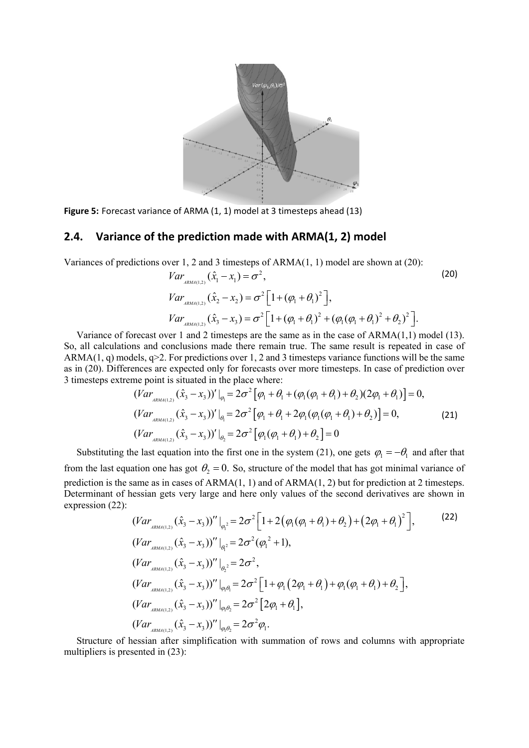**Figure 5:** Forecast variance of ARMA (1, 1) model at 3 timesteps ahead (13)

## 2.4. Variance of the prediction made with ARMA(1, 2) model

Variances of predictions over 1, 2 and 3 timesteps of ARMA(1, 1) model are shown at (20):

$$
\begin{aligned}
&Var_{ARMA(1,2)}(\hat{x}_1 - x_1) = \sigma^2, \\
&Var_{ARMA(1,2)}(\hat{x}_2 - x_2) = \sigma^2\left[1 + (\varphi_1 + \theta_1)^2\right], \\
&Var_{ARMA(1,2)}(\hat{x}_3 - x_3) = \sigma^2\left[1 + (\varphi_1 + \theta_1)^2 + (\varphi_1(\varphi_1 + \theta_1)^2 + \theta_2)^2\right].
\end{aligned} \tag{20}
$$

Variance of forecast over 1 and 2 timesteps are the same as in the case of ARMA(1,1) model (13). So, all calculations and conclusions made there remain true. The same result is repeated in case of ARMA(1, q) models, q>2. For predictions over 1, 2 and 3 timesteps variance functions will be the same as in (20). Differences are expected only for forecasts over more timesteps. In case of prediction over 3 timesteps extreme point is situated in the place where:

$$
\begin{aligned}
&(Var_{ARMA(1,2)}(\hat{x}_3 - x_3))'|_{\varphi_1} = 2\sigma^2\left[\varphi_1 + \theta_1 + (\varphi_1(\varphi_1 + \theta_1) + \theta_2)(2\varphi_1 + \theta_1)\right] = 0, \\
&(Var_{ARMA(1,2)}(\hat{x}_3 - x_3))'|_{\theta_1} = 2\sigma^2\left[\varphi_1 + \theta_1 + 2\varphi_1(\varphi_1(\varphi_1 + \theta_1) + \theta_2)\right] = 0, \\
&(Var_{ARMA(1,2)}(\hat{x}_3 - x_3))'|_{\theta_2} = 2\sigma^2\left[\varphi_1(\varphi_1 + \theta_1) + \theta_2\right] = 0
\end{aligned} \tag{21}
$$

Substituting the last equation into the first one in the system (21), one gets $\varphi_1 = -\theta_1$ and after that from the last equation one has got $\theta_2 = 0$. So, structure of the model that has got minimal variance of prediction is the same as in cases of ARMA(1, 1) and of ARMA(1, 2) but for prediction at 2 timesteps. Determinant of hessian gets very large and here only values of the second derivatives are shown in expression (22):

$$
\begin{aligned}
&(Var_{ARMA(1,2)}(\hat{x}_3 - x_3))''|_{\varphi_1^2} = 2\sigma^2\left[1 + 2\left(\varphi_1(\varphi_1 + \theta_1) + \theta_2\right) + \left(2\varphi_1 + \theta_1\right)^2\right], \\
&(Var_{ARMA(1,2)}(\hat{x}_3 - x_3))''|_{\theta_1^2} = 2\sigma^2(\varphi_1^2 + 1), \\
&(Var_{ARMA(1,2)}(\hat{x}_3 - x_3))''|_{\theta_2^2} = 2\sigma^2, \\
&(Var_{ARMA(1,2)}(\hat{x}_3 - x_3))''|_{\varphi_1\theta_1} = 2\sigma^2\left[1 + \varphi_1\left(2\varphi_1 + \theta_1\right) + \varphi_1(\varphi_1 + \theta_1) + \theta_2\right], \\
&(Var_{ARMA(1,2)}(\hat{x}_3 - x_3))''|_{\varphi_1\theta_2} = 2\sigma^2\left[2\varphi_1 + \theta_1\right], \\
&(Var_{ARMA(1,2)}(\hat{x}_3 - x_3))''|_{\varphi_1\theta_2} = 2\sigma^2\varphi_1.
\end{aligned} \tag{22}
$$

Structure of hessian after simplification with summation of rows and columns with appropriate multipliers is presented in (23):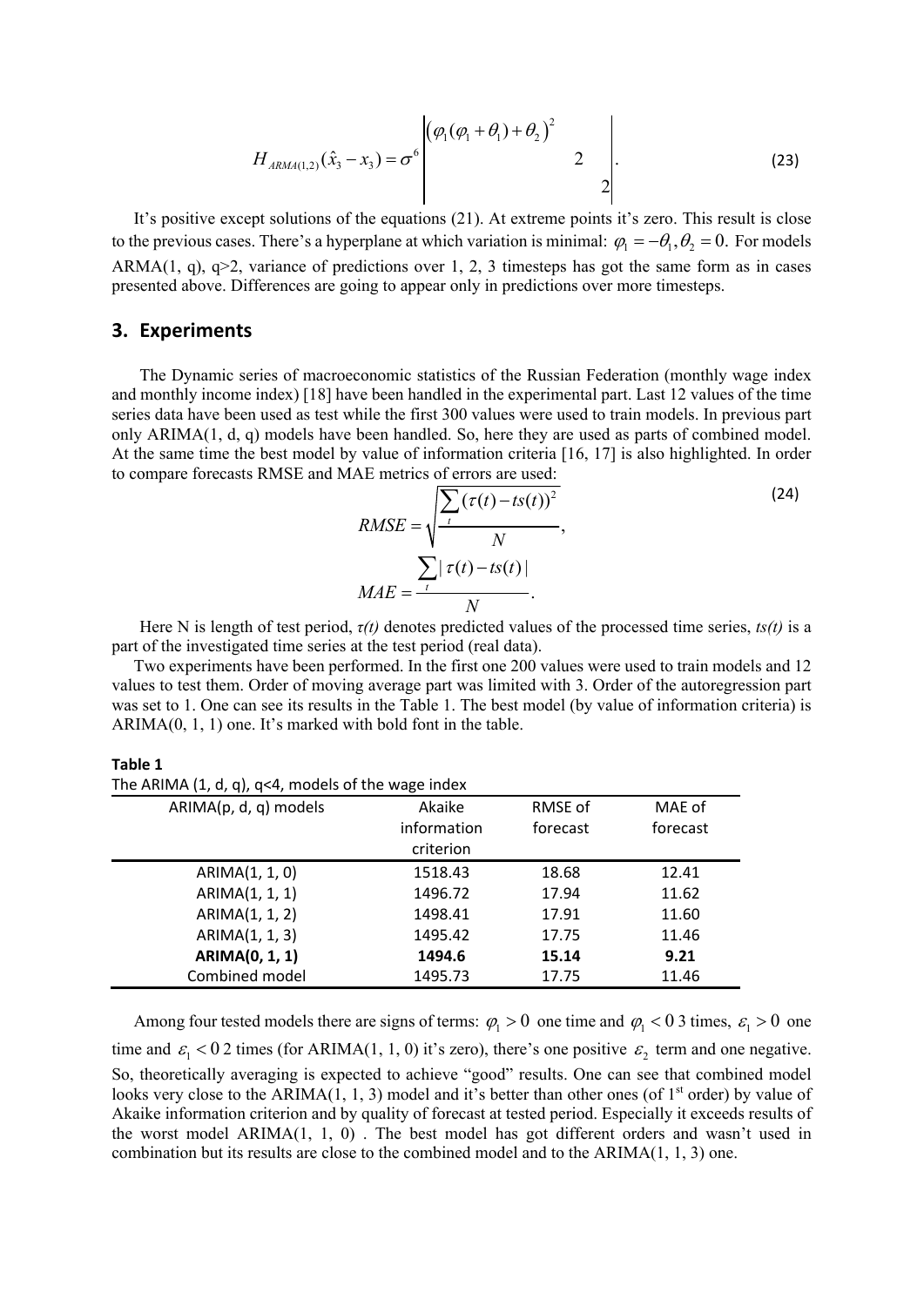$$H_{ARMA(1,2)}(\hat{x}_3 - x_3) = \sigma^6 \begin{vmatrix} \left(\varphi_1(\varphi_1 + \theta_1) + \theta_2\right)^2 & & \\ & 2 & \\ & & 2 \end{vmatrix}. \tag{23}$$

It's positive except solutions of the equations (21). At extreme points it's zero. This result is close to the previous cases. There's a hyperplane at which variation is minimal: $\varphi_1 = -\theta_1, \theta_2 = 0.$ For models ARMA(1, q), q>2, variance of predictions over 1, 2, 3 timesteps has got the same form as in cases presented above. Differences are going to appear only in predictions over more timesteps.

## 3. Experiments

The Dynamic series of macroeconomic statistics of the Russian Federation (monthly wage index and monthly income index) [18] have been handled in the experimental part. Last 12 values of the time series data have been used as test while the first 300 values were used to train models. In previous part only ARIMA(1, d, q) models have been handled. So, here they are used as parts of combined model. At the same time the best model by value of information criteria [16, 17] is also highlighted. In order to compare forecasts RMSE and MAE metrics of errors are used:

$$RMSE = \sqrt{\frac{\sum_t (\tau(t) - ts(t))^2}{N}}, \tag{24}$$

$$MAE = \frac{\sum_t |\tau(t) - ts(t)|}{N}.$$

Here N is length of test period, *τ(t)* denotes predicted values of the processed time series, *ts(t)* is a part of the investigated time series at the test period (real data).

Two experiments have been performed. In the first one 200 values were used to train models and 12 values to test them. Order of moving average part was limited with 3. Order of the autoregression part was set to 1. One can see its results in the Table 1. The best model (by value of information criteria) is ARIMA(0, 1, 1) one. It's marked with bold font in the table.

**Table 1**
The ARIMA (1, d, q), q<4, models of the wage index

| ARIMA(p, d, q) models | Akaike information criterion | RMSE of forecast | MAE of forecast |
|---|---|---|---|
| ARIMA(1, 1, 0) | 1518.43 | 18.68 | 12.41 |
| ARIMA(1, 1, 1) | 1496.72 | 17.94 | 11.62 |
| ARIMA(1, 1, 2) | 1498.41 | 17.91 | 11.60 |
| ARIMA(1, 1, 3) | 1495.42 | 17.75 | 11.46 |
| **ARIMA(0, 1, 1)** | **1494.6** | **15.14** | **9.21** |
| Combined model | 1495.73 | 17.75 | 11.46 |

Among four tested models there are signs of terms: $\varphi_1 > 0$ one time and $\varphi_1 < 0$ 3 times, $\varepsilon_1 > 0$ one time and $\varepsilon_1 < 0$ 2 times (for ARIMA(1, 1, 0) it's zero), there's one positive $\varepsilon_2$ term and one negative. So, theoretically averaging is expected to achieve "good" results. One can see that combined model looks very close to the ARIMA(1, 1, 3) model and it's better than other ones (of 1st order) by value of Akaike information criterion and by quality of forecast at tested period. Especially it exceeds results of the worst model ARIMA(1, 1, 0) . The best model has got different orders and wasn't used in combination but its results are close to the combined model and to the ARIMA(1, 1, 3) one.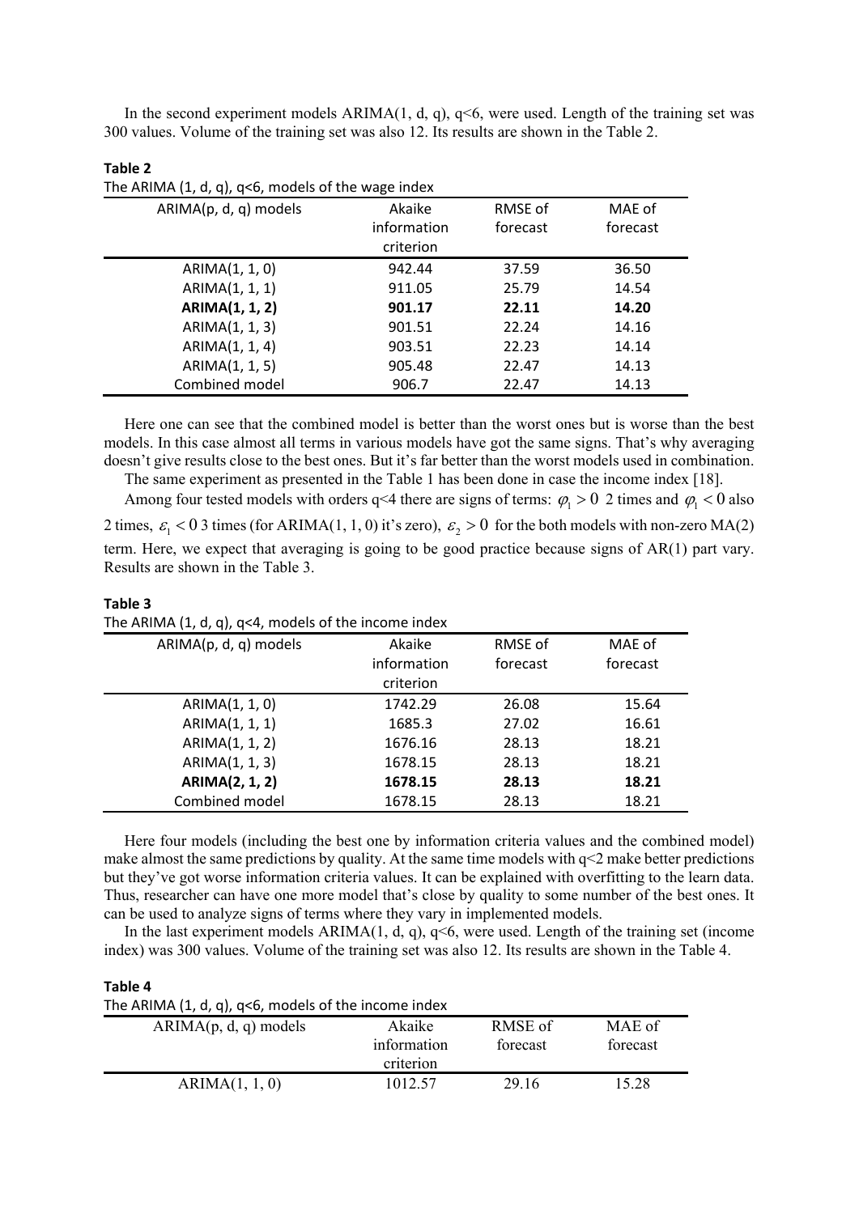In the second experiment models ARIMA(1, d, q), q<6, were used. Length of the training set was 300 values. Volume of the training set was also 12. Its results are shown in the Table 2.

**Table 2**
The ARIMA (1, d, q), q<6, models of the wage index

| ARIMA(p, d, q) models | Akaike information criterion | RMSE of forecast | MAE of forecast |
|---|---|---|---|
| ARIMA(1, 1, 0) | 942.44 | 37.59 | 36.50 |
| ARIMA(1, 1, 1) | 911.05 | 25.79 | 14.54 |
| **ARIMA(1, 1, 2)** | **901.17** | **22.11** | **14.20** |
| ARIMA(1, 1, 3) | 901.51 | 22.24 | 14.16 |
| ARIMA(1, 1, 4) | 903.51 | 22.23 | 14.14 |
| ARIMA(1, 1, 5) | 905.48 | 22.47 | 14.13 |
| Combined model | 906.7 | 22.47 | 14.13 |

Here one can see that the combined model is better than the worst ones but is worse than the best models. In this case almost all terms in various models have got the same signs. That's why averaging doesn't give results close to the best ones. But it's far better than the worst models used in combination.

The same experiment as presented in the Table 1 has been done in case the income index [18].

Among four tested models with orders q<4 there are signs of terms: $\varphi_1 > 0$ 2 times and $\varphi_1 < 0$ also 2 times, $\varepsilon_1 < 0$ 3 times (for ARIMA(1, 1, 0) it's zero), $\varepsilon_2 > 0$ for the both models with non-zero MA(2) term. Here, we expect that averaging is going to be good practice because signs of AR(1) part vary. Results are shown in the Table 3.

**Table 3**
The ARIMA (1, d, q), q<4, models of the income index

| ARIMA(p, d, q) models | Akaike information criterion | RMSE of forecast | MAE of forecast |
|---|---|---|---|
| ARIMA(1, 1, 0) | 1742.29 | 26.08 | 15.64 |
| ARIMA(1, 1, 1) | 1685.3 | 27.02 | 16.61 |
| ARIMA(1, 1, 2) | 1676.16 | 28.13 | 18.21 |
| ARIMA(1, 1, 3) | 1678.15 | 28.13 | 18.21 |
| **ARIMA(2, 1, 2)** | **1678.15** | **28.13** | **18.21** |
| Combined model | 1678.15 | 28.13 | 18.21 |

Here four models (including the best one by information criteria values and the combined model) make almost the same predictions by quality. At the same time models with q<2 make better predictions but they've got worse information criteria values. It can be explained with overfitting to the learn data. Thus, researcher can have one more model that's close by quality to some number of the best ones. It can be used to analyze signs of terms where they vary in implemented models.

In the last experiment models ARIMA(1, d, q), q<6, were used. Length of the training set (income index) was 300 values. Volume of the training set was also 12. Its results are shown in the Table 4.

**Table 4**
The ARIMA (1, d, q), q<6, models of the income index

| ARIMA(p, d, q) models | Akaike information criterion | RMSE of forecast | MAE of forecast |
|---|---|---|---|
| ARIMA(1, 1, 0) | 1012.57 | 29.16 | 15.28 |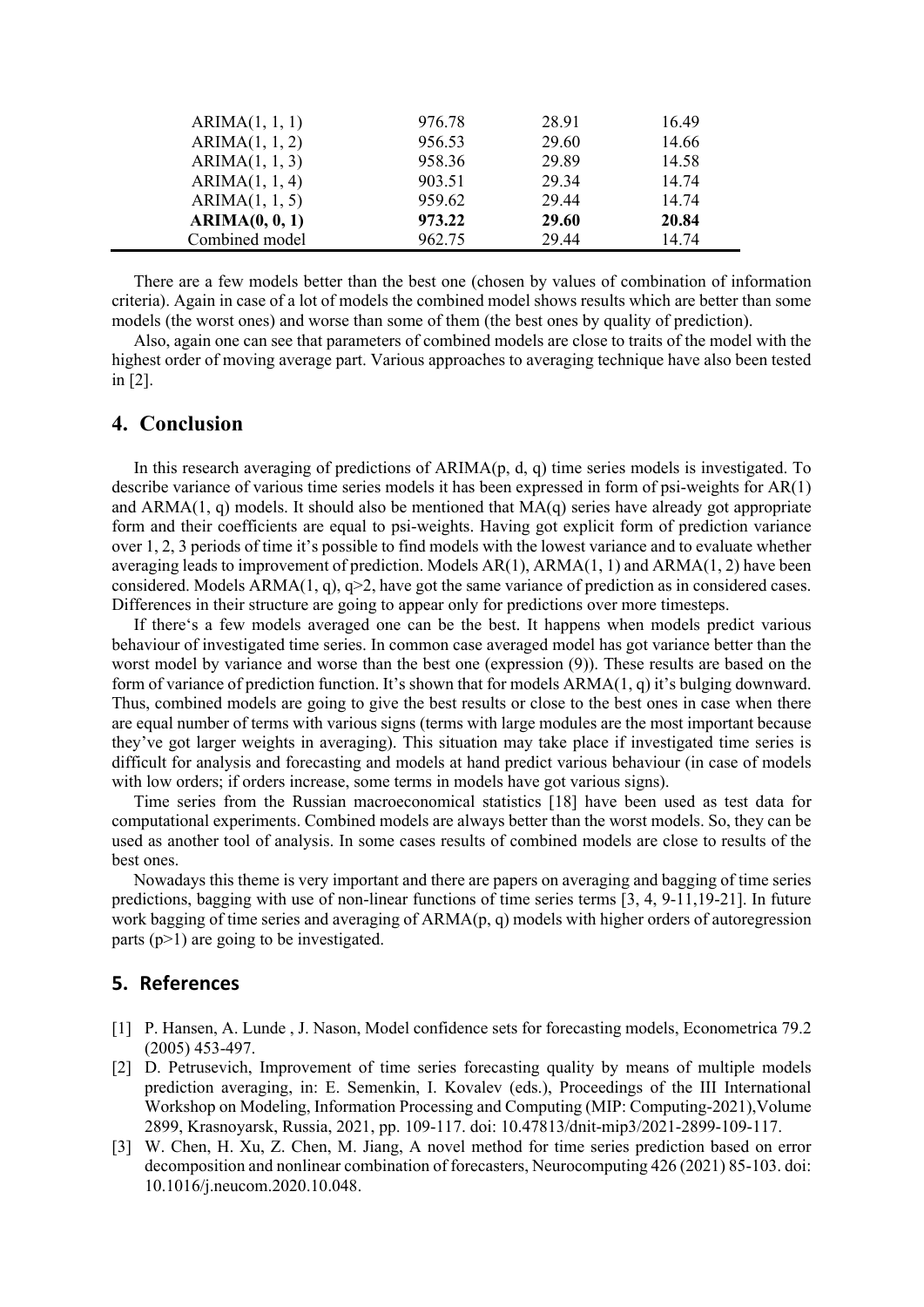| | | | |
|---|---|---|---|
| ARIMA(1, 1, 1) | 976.78 | 28.91 | 16.49 |
| ARIMA(1, 1, 2) | 956.53 | 29.60 | 14.66 |
| ARIMA(1, 1, 3) | 958.36 | 29.89 | 14.58 |
| ARIMA(1, 1, 4) | 903.51 | 29.34 | 14.74 |
| ARIMA(1, 1, 5) | 959.62 | 29.44 | 14.74 |
| **ARIMA(0, 0, 1)** | **973.22** | **29.60** | **20.84** |
| Combined model | 962.75 | 29.44 | 14.74 |

There are a few models better than the best one (chosen by values of combination of information criteria). Again in case of a lot of models the combined model shows results which are better than some models (the worst ones) and worse than some of them (the best ones by quality of prediction).

Also, again one can see that parameters of combined models are close to traits of the model with the highest order of moving average part. Various approaches to averaging technique have also been tested in [2].

## 4. Conclusion

In this research averaging of predictions of ARIMA(p, d, q) time series models is investigated. To describe variance of various time series models it has been expressed in form of psi-weights for AR(1) and ARMA(1, q) models. It should also be mentioned that MA(q) series have already got appropriate form and their coefficients are equal to psi-weights. Having got explicit form of prediction variance over 1, 2, 3 periods of time it's possible to find models with the lowest variance and to evaluate whether averaging leads to improvement of prediction. Models AR(1), ARMA(1, 1) and ARMA(1, 2) have been considered. Models ARMA(1, q), q>2, have got the same variance of prediction as in considered cases. Differences in their structure are going to appear only for predictions over more timesteps.

If there's a few models averaged one can be the best. It happens when models predict various behaviour of investigated time series. In common case averaged model has got variance better than the worst model by variance and worse than the best one (expression (9)). These results are based on the form of variance of prediction function. It's shown that for models ARMA(1, q) it's bulging downward. Thus, combined models are going to give the best results or close to the best ones in case when there are equal number of terms with various signs (terms with large modules are the most important because they've got larger weights in averaging). This situation may take place if investigated time series is difficult for analysis and forecasting and models at hand predict various behaviour (in case of models with low orders; if orders increase, some terms in models have got various signs).

Time series from the Russian macroeconomical statistics [18] have been used as test data for computational experiments. Combined models are always better than the worst models. So, they can be used as another tool of analysis. In some cases results of combined models are close to results of the best ones.

Nowadays this theme is very important and there are papers on averaging and bagging of time series predictions, bagging with use of non-linear functions of time series terms [3, 4, 9-11,19-21]. In future work bagging of time series and averaging of ARMA(p, q) models with higher orders of autoregression parts (p>1) are going to be investigated.

## 5. References

[1] P. Hansen, A. Lunde , J. Nason, Model confidence sets for forecasting models, Econometrica 79.2 (2005) 453-497.

[2] D. Petrusevich, Improvement of time series forecasting quality by means of multiple models prediction averaging, in: E. Semenkin, I. Kovalev (eds.), Proceedings of the III International Workshop on Modeling, Information Processing and Computing (MIP: Computing-2021),Volume 2899, Krasnoyarsk, Russia, 2021, pp. 109-117. doi: 10.47813/dnit-mip3/2021-2899-109-117.

[3] W. Chen, H. Xu, Z. Chen, M. Jiang, A novel method for time series prediction based on error decomposition and nonlinear combination of forecasters, Neurocomputing 426 (2021) 85-103. doi: 10.1016/j.neucom.2020.10.048.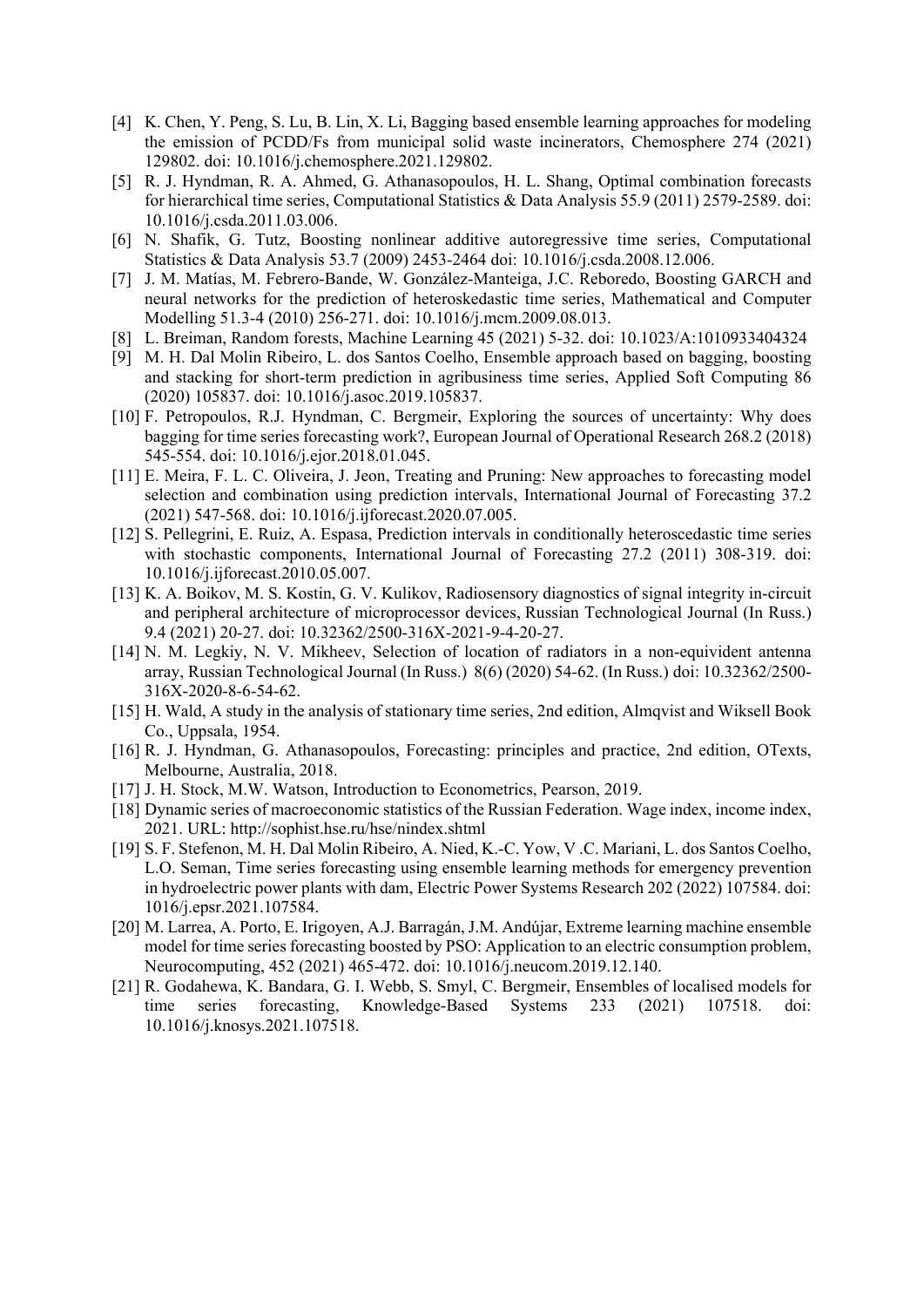[4] K. Chen, Y. Peng, S. Lu, B. Lin, X. Li, Bagging based ensemble learning approaches for modeling the emission of PCDD/Fs from municipal solid waste incinerators, Chemosphere 274 (2021) 129802. doi: 10.1016/j.chemosphere.2021.129802.

[5] R. J. Hyndman, R. A. Ahmed, G. Athanasopoulos, H. L. Shang, Optimal combination forecasts for hierarchical time series, Computational Statistics & Data Analysis 55.9 (2011) 2579-2589. doi: 10.1016/j.csda.2011.03.006.

[6] N. Shafik, G. Tutz, Boosting nonlinear additive autoregressive time series, Computational Statistics & Data Analysis 53.7 (2009) 2453-2464 doi: 10.1016/j.csda.2008.12.006.

[7] J. M. Matías, M. Febrero-Bande, W. González-Manteiga, J.C. Reboredo, Boosting GARCH and neural networks for the prediction of heteroskedastic time series, Mathematical and Computer Modelling 51.3-4 (2010) 256-271. doi: 10.1016/j.mcm.2009.08.013.

[8] L. Breiman, Random forests, Machine Learning 45 (2021) 5-32. doi: 10.1023/A:1010933404324

[9] M. H. Dal Molin Ribeiro, L. dos Santos Coelho, Ensemble approach based on bagging, boosting and stacking for short-term prediction in agribusiness time series, Applied Soft Computing 86 (2020) 105837. doi: 10.1016/j.asoc.2019.105837.

[10] F. Petropoulos, R.J. Hyndman, C. Bergmeir, Exploring the sources of uncertainty: Why does bagging for time series forecasting work?, European Journal of Operational Research 268.2 (2018) 545-554. doi: 10.1016/j.ejor.2018.01.045.

[11] E. Meira, F. L. C. Oliveira, J. Jeon, Treating and Pruning: New approaches to forecasting model selection and combination using prediction intervals, International Journal of Forecasting 37.2 (2021) 547-568. doi: 10.1016/j.ijforecast.2020.07.005.

[12] S. Pellegrini, E. Ruiz, A. Espasa, Prediction intervals in conditionally heteroscedastic time series with stochastic components, International Journal of Forecasting 27.2 (2011) 308-319. doi: 10.1016/j.ijforecast.2010.05.007.

[13] K. A. Boikov, M. S. Kostin, G. V. Kulikov, Radiosensory diagnostics of signal integrity in-circuit and peripheral architecture of microprocessor devices, Russian Technological Journal (In Russ.) 9.4 (2021) 20-27. doi: 10.32362/2500-316X-2021-9-4-20-27.

[14] N. M. Legkiy, N. V. Mikheev, Selection of location of radiators in a non-equivident antenna array, Russian Technological Journal (In Russ.) 8(6) (2020) 54-62. (In Russ.) doi: 10.32362/2500-316X-2020-8-6-54-62.

[15] H. Wald, A study in the analysis of stationary time series, 2nd edition, Almqvist and Wiksell Book Co., Uppsala, 1954.

[16] R. J. Hyndman, G. Athanasopoulos, Forecasting: principles and practice, 2nd edition, OTexts, Melbourne, Australia, 2018.

[17] J. H. Stock, M.W. Watson, Introduction to Econometrics, Pearson, 2019.

[18] Dynamic series of macroeconomic statistics of the Russian Federation. Wage index, income index, 2021. URL: http://sophist.hse.ru/hse/nindex.shtml

[19] S. F. Stefenon, M. H. Dal Molin Ribeiro, A. Nied, K.-C. Yow, V .C. Mariani, L. dos Santos Coelho, L.O. Seman, Time series forecasting using ensemble learning methods for emergency prevention in hydroelectric power plants with dam, Electric Power Systems Research 202 (2022) 107584. doi: 1016/j.epsr.2021.107584.

[20] M. Larrea, A. Porto, E. Irigoyen, A.J. Barragán, J.M. Andújar, Extreme learning machine ensemble model for time series forecasting boosted by PSO: Application to an electric consumption problem, Neurocomputing, 452 (2021) 465-472. doi: 10.1016/j.neucom.2019.12.140.

[21] R. Godahewa, K. Bandara, G. I. Webb, S. Smyl, C. Bergmeir, Ensembles of localised models for time series forecasting, Knowledge-Based Systems 233 (2021) 107518. doi: 10.1016/j.knosys.2021.107518.